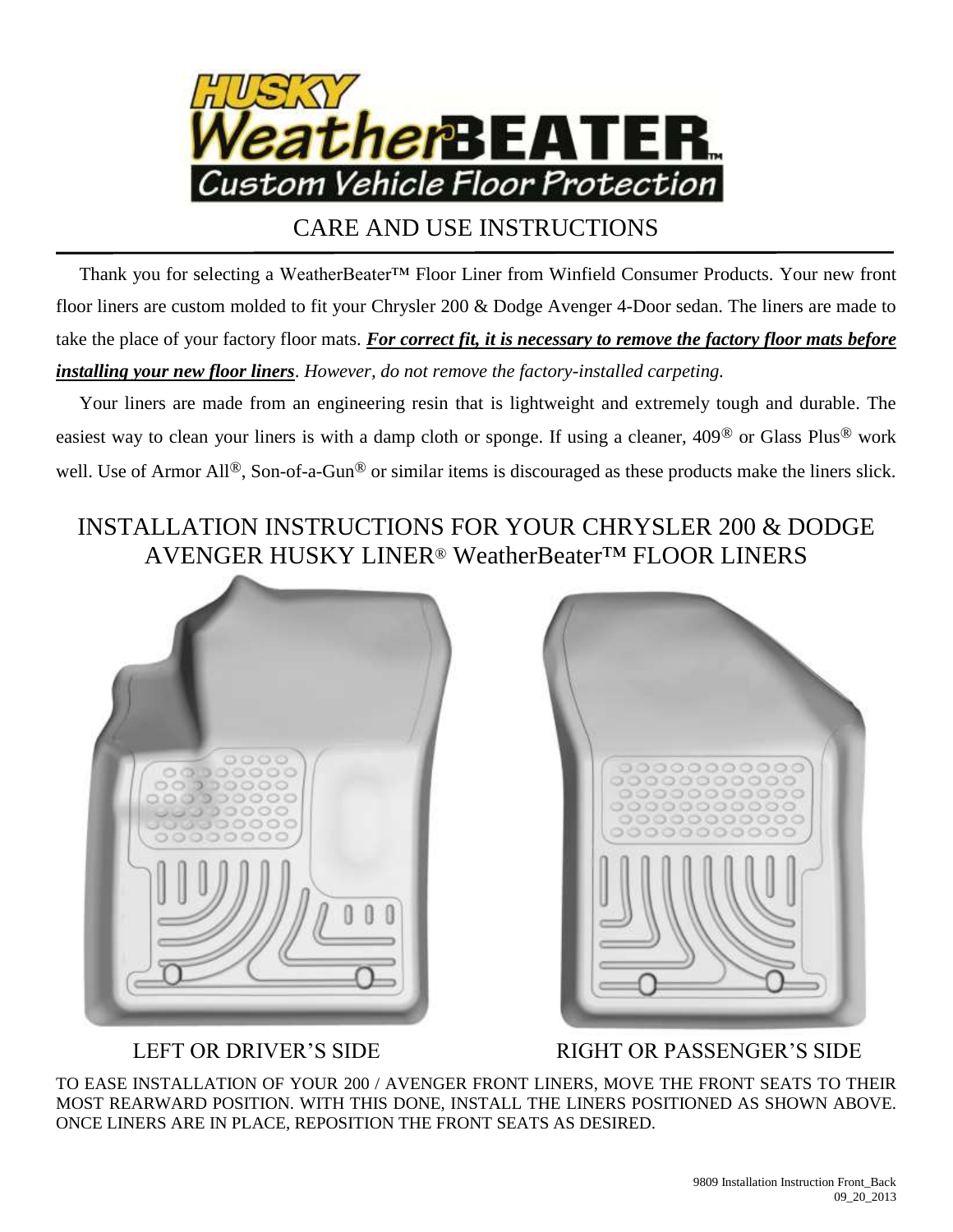# HUSKY WeatherBEATER™

Custom Vehicle Floor Protection

## CARE AND USE INSTRUCTIONS

Thank you for selecting a WeatherBeater™ Floor Liner from Winfield Consumer Products. Your new front floor liners are custom molded to fit your Chrysler 200 & Dodge Avenger 4-Door sedan. The liners are made to take the place of your factory floor mats. ***For correct fit, it is necessary to remove the factory floor mats before installing your new floor liners***. *However, do not remove the factory-installed carpeting.*

Your liners are made from an engineering resin that is lightweight and extremely tough and durable. The easiest way to clean your liners is with a damp cloth or sponge. If using a cleaner, 409® or Glass Plus® work well. Use of Armor All®, Son-of-a-Gun® or similar items is discouraged as these products make the liners slick.

## INSTALLATION INSTRUCTIONS FOR YOUR CHRYSLER 200 & DODGE AVENGER HUSKY LINER® WeatherBeater™ FLOOR LINERS

LEFT OR DRIVER'S SIDE

RIGHT OR PASSENGER'S SIDE

TO EASE INSTALLATION OF YOUR 200 / AVENGER FRONT LINERS, MOVE THE FRONT SEATS TO THEIR MOST REARWARD POSITION. WITH THIS DONE, INSTALL THE LINERS POSITIONED AS SHOWN ABOVE. ONCE LINERS ARE IN PLACE, REPOSITION THE FRONT SEATS AS DESIRED.

9809 Installation Instruction Front_Back
09_20_2013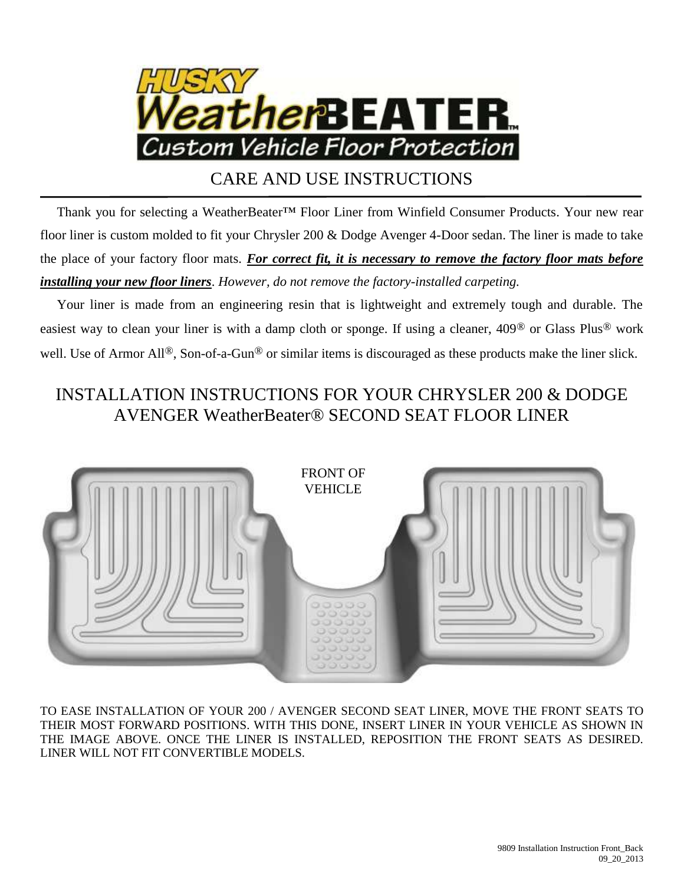# HUSKY WeatherBEATER™

## Custom Vehicle Floor Protection

## CARE AND USE INSTRUCTIONS

Thank you for selecting a WeatherBeater™ Floor Liner from Winfield Consumer Products. Your new rear floor liner is custom molded to fit your Chrysler 200 & Dodge Avenger 4-Door sedan. The liner is made to take the place of your factory floor mats. ***For correct fit, it is necessary to remove the factory floor mats before installing your new floor liners***. *However, do not remove the factory-installed carpeting.*

Your liner is made from an engineering resin that is lightweight and extremely tough and durable. The easiest way to clean your liner is with a damp cloth or sponge. If using a cleaner, 409® or Glass Plus® work well. Use of Armor All®, Son-of-a-Gun® or similar items is discouraged as these products make the liner slick.

## INSTALLATION INSTRUCTIONS FOR YOUR CHRYSLER 200 & DODGE AVENGER WeatherBeater® SECOND SEAT FLOOR LINER

FRONT OF VEHICLE

TO EASE INSTALLATION OF YOUR 200 / AVENGER SECOND SEAT LINER, MOVE THE FRONT SEATS TO THEIR MOST FORWARD POSITIONS. WITH THIS DONE, INSERT LINER IN YOUR VEHICLE AS SHOWN IN THE IMAGE ABOVE. ONCE THE LINER IS INSTALLED, REPOSITION THE FRONT SEATS AS DESIRED. LINER WILL NOT FIT CONVERTIBLE MODELS.

9809 Installation Instruction Front_Back
09_20_2013